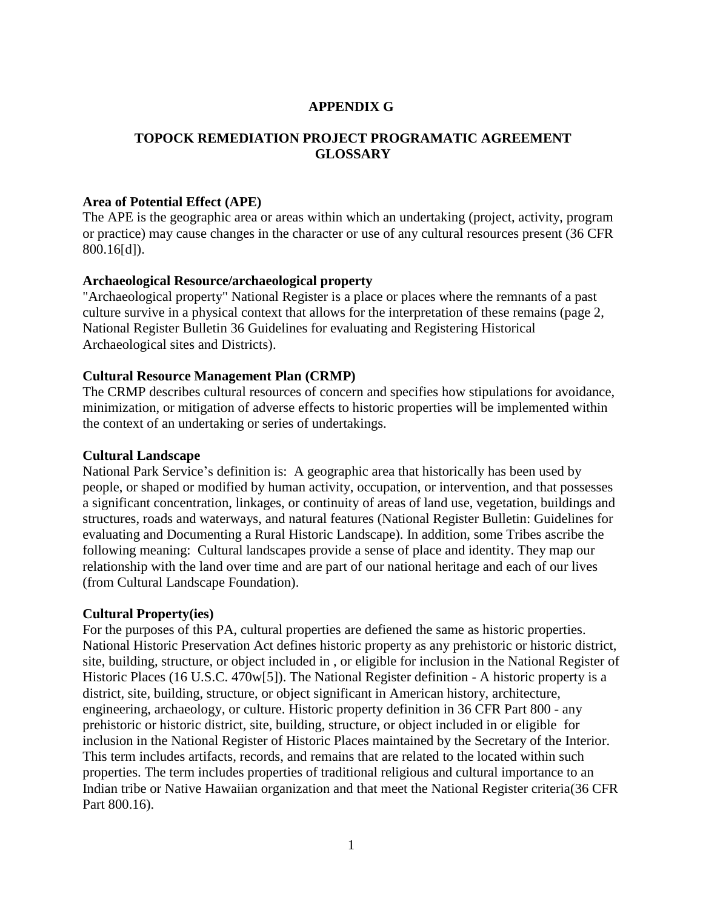# APPENDIX G

## TOPOCK REMEDIATION PROJECT PROGRAMATIC AGREEMENT GLOSSARY

**Area of Potential Effect (APE)**
The APE is the geographic area or areas within which an undertaking (project, activity, program or practice) may cause changes in the character or use of any cultural resources present (36 CFR 800.16[d]).

**Archaeological Resource/archaeological property**
"Archaeological property" National Register is a place or places where the remnants of a past culture survive in a physical context that allows for the interpretation of these remains (page 2, National Register Bulletin 36 Guidelines for evaluating and Registering Historical Archaeological sites and Districts).

**Cultural Resource Management Plan (CRMP)**
The CRMP describes cultural resources of concern and specifies how stipulations for avoidance, minimization, or mitigation of adverse effects to historic properties will be implemented within the context of an undertaking or series of undertakings.

**Cultural Landscape**
National Park Service's definition is: A geographic area that historically has been used by people, or shaped or modified by human activity, occupation, or intervention, and that possesses a significant concentration, linkages, or continuity of areas of land use, vegetation, buildings and structures, roads and waterways, and natural features (National Register Bulletin: Guidelines for evaluating and Documenting a Rural Historic Landscape). In addition, some Tribes ascribe the following meaning: Cultural landscapes provide a sense of place and identity. They map our relationship with the land over time and are part of our national heritage and each of our lives (from Cultural Landscape Foundation).

**Cultural Property(ies)**
For the purposes of this PA, cultural properties are defiened the same as historic properties. National Historic Preservation Act defines historic property as any prehistoric or historic district, site, building, structure, or object included in , or eligible for inclusion in the National Register of Historic Places (16 U.S.C. 470w[5]). The National Register definition - A historic property is a district, site, building, structure, or object significant in American history, architecture, engineering, archaeology, or culture. Historic property definition in 36 CFR Part 800 - any prehistoric or historic district, site, building, structure, or object included in or eligible for inclusion in the National Register of Historic Places maintained by the Secretary of the Interior. This term includes artifacts, records, and remains that are related to the located within such properties. The term includes properties of traditional religious and cultural importance to an Indian tribe or Native Hawaiian organization and that meet the National Register criteria(36 CFR Part 800.16).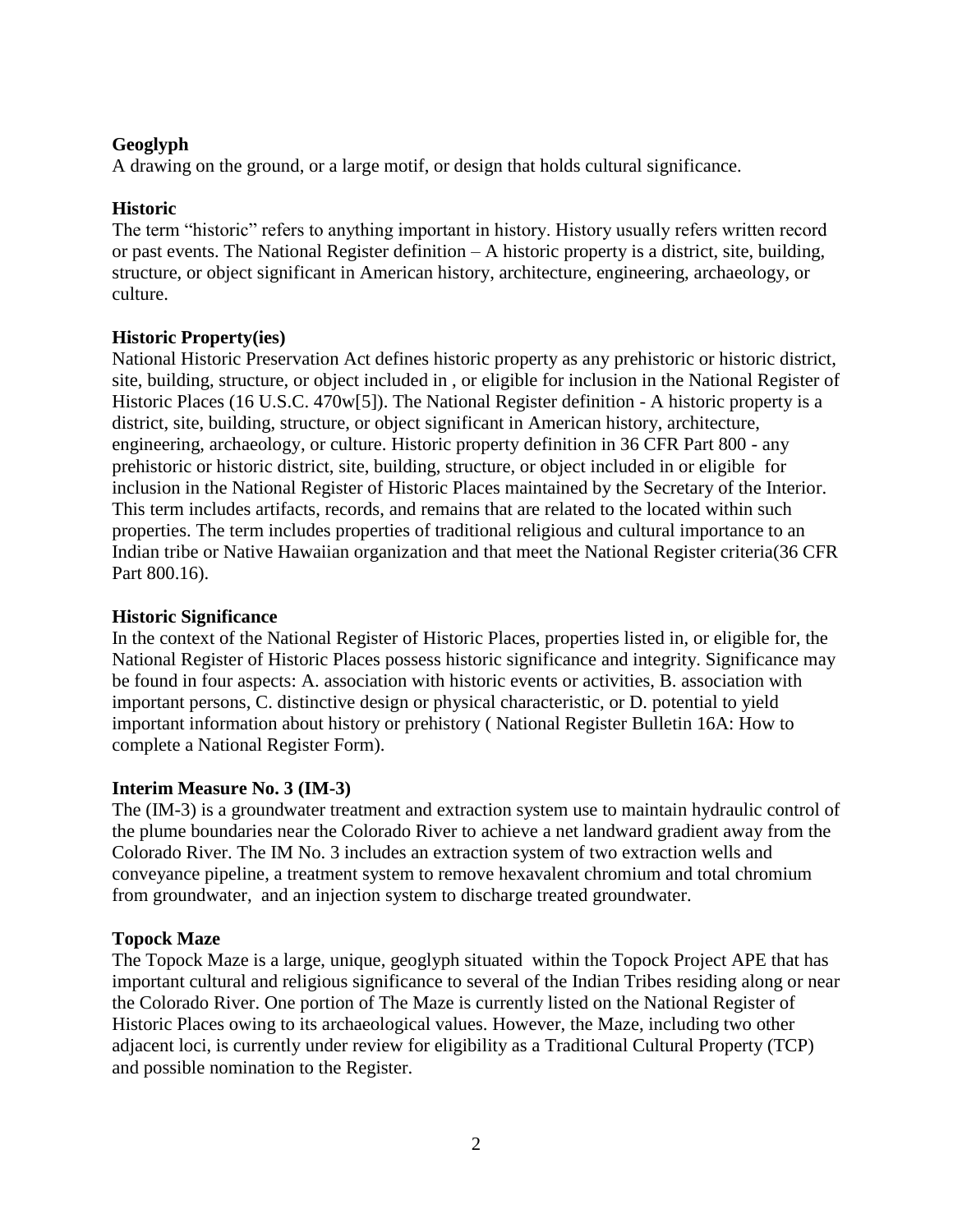**Geoglyph**

A drawing on the ground, or a large motif, or design that holds cultural significance.

**Historic**

The term "historic" refers to anything important in history. History usually refers written record or past events. The National Register definition – A historic property is a district, site, building, structure, or object significant in American history, architecture, engineering, archaeology, or culture.

**Historic Property(ies)**

National Historic Preservation Act defines historic property as any prehistoric or historic district, site, building, structure, or object included in , or eligible for inclusion in the National Register of Historic Places (16 U.S.C. 470w[5]). The National Register definition - A historic property is a district, site, building, structure, or object significant in American history, architecture, engineering, archaeology, or culture. Historic property definition in 36 CFR Part 800 - any prehistoric or historic district, site, building, structure, or object included in or eligible for inclusion in the National Register of Historic Places maintained by the Secretary of the Interior. This term includes artifacts, records, and remains that are related to the located within such properties. The term includes properties of traditional religious and cultural importance to an Indian tribe or Native Hawaiian organization and that meet the National Register criteria(36 CFR Part 800.16).

**Historic Significance**

In the context of the National Register of Historic Places, properties listed in, or eligible for, the National Register of Historic Places possess historic significance and integrity. Significance may be found in four aspects: A. association with historic events or activities, B. association with important persons, C. distinctive design or physical characteristic, or D. potential to yield important information about history or prehistory ( National Register Bulletin 16A: How to complete a National Register Form).

**Interim Measure No. 3 (IM-3)**

The (IM-3) is a groundwater treatment and extraction system use to maintain hydraulic control of the plume boundaries near the Colorado River to achieve a net landward gradient away from the Colorado River. The IM No. 3 includes an extraction system of two extraction wells and conveyance pipeline, a treatment system to remove hexavalent chromium and total chromium from groundwater, and an injection system to discharge treated groundwater.

**Topock Maze**

The Topock Maze is a large, unique, geoglyph situated within the Topock Project APE that has important cultural and religious significance to several of the Indian Tribes residing along or near the Colorado River. One portion of The Maze is currently listed on the National Register of Historic Places owing to its archaeological values. However, the Maze, including two other adjacent loci, is currently under review for eligibility as a Traditional Cultural Property (TCP) and possible nomination to the Register.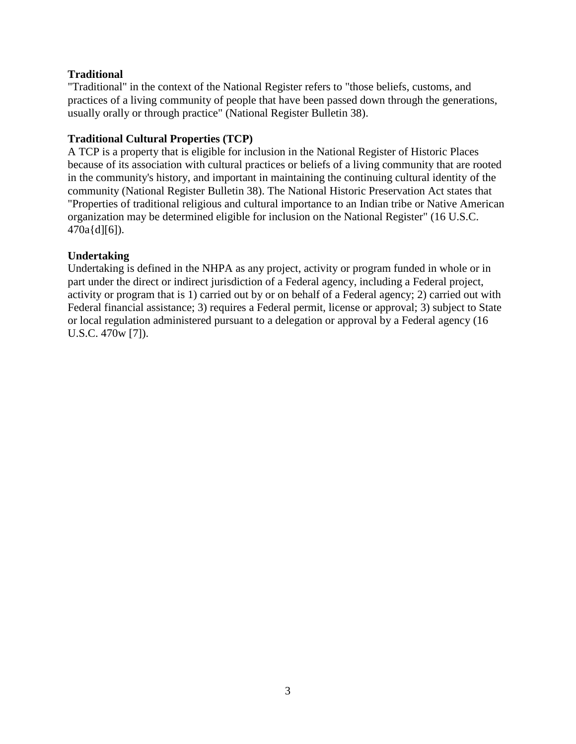**Traditional**

"Traditional" in the context of the National Register refers to "those beliefs, customs, and practices of a living community of people that have been passed down through the generations, usually orally or through practice" (National Register Bulletin 38).

**Traditional Cultural Properties (TCP)**

A TCP is a property that is eligible for inclusion in the National Register of Historic Places because of its association with cultural practices or beliefs of a living community that are rooted in the community's history, and important in maintaining the continuing cultural identity of the community (National Register Bulletin 38). The National Historic Preservation Act states that "Properties of traditional religious and cultural importance to an Indian tribe or Native American organization may be determined eligible for inclusion on the National Register" (16 U.S.C. 470a{d][6]).

**Undertaking**

Undertaking is defined in the NHPA as any project, activity or program funded in whole or in part under the direct or indirect jurisdiction of a Federal agency, including a Federal project, activity or program that is 1) carried out by or on behalf of a Federal agency; 2) carried out with Federal financial assistance; 3) requires a Federal permit, license or approval; 3) subject to State or local regulation administered pursuant to a delegation or approval by a Federal agency (16 U.S.C. 470w [7]).